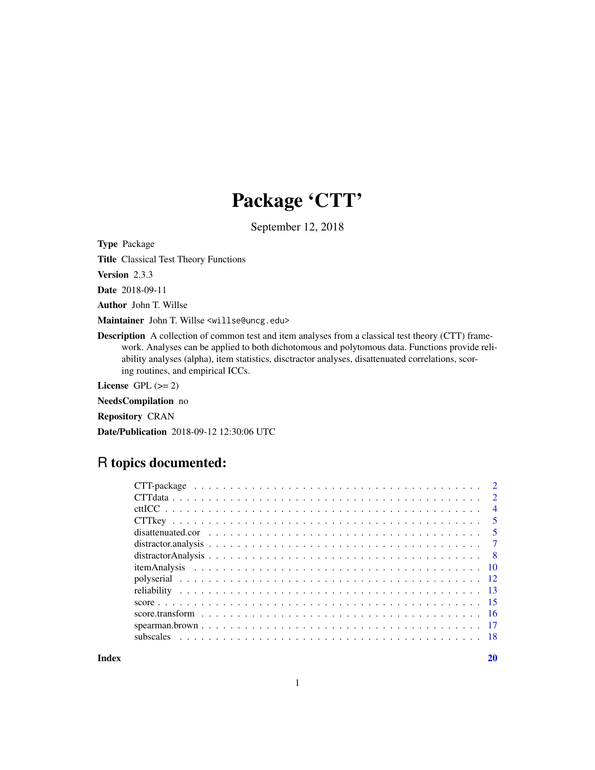# Package 'CTT'

September 12, 2018

**Type** Package

**Title** Classical Test Theory Functions

**Version** 2.3.3

**Date** 2018-09-11

**Author** John T. Willse

**Maintainer** John T. Willse <willse@uncg.edu>

**Description** A collection of common test and item analyses from a classical test theory (CTT) framework. Analyses can be applied to both dichotomous and polytomous data. Functions provide reliability analyses (alpha), item statistics, disctractor analyses, disattenuated correlations, scoring routines, and empirical ICCs.

**License** GPL (>= 2)

**NeedsCompilation** no

**Repository** CRAN

**Date/Publication** 2018-09-12 12:30:06 UTC

## R topics documented:

| | |
|---|---|
| CTT-package | 2 |
| CTTdata | 2 |
| cttICC | 4 |
| CTTkey | 5 |
| disattenuated.cor | 5 |
| distractor.analysis | 7 |
| distractorAnalysis | 8 |
| itemAnalysis | 10 |
| polyserial | 12 |
| reliability | 13 |
| score | 15 |
| score.transform | 16 |
| spearman.brown | 17 |
| subscales | 18 |
| **Index** | **20** |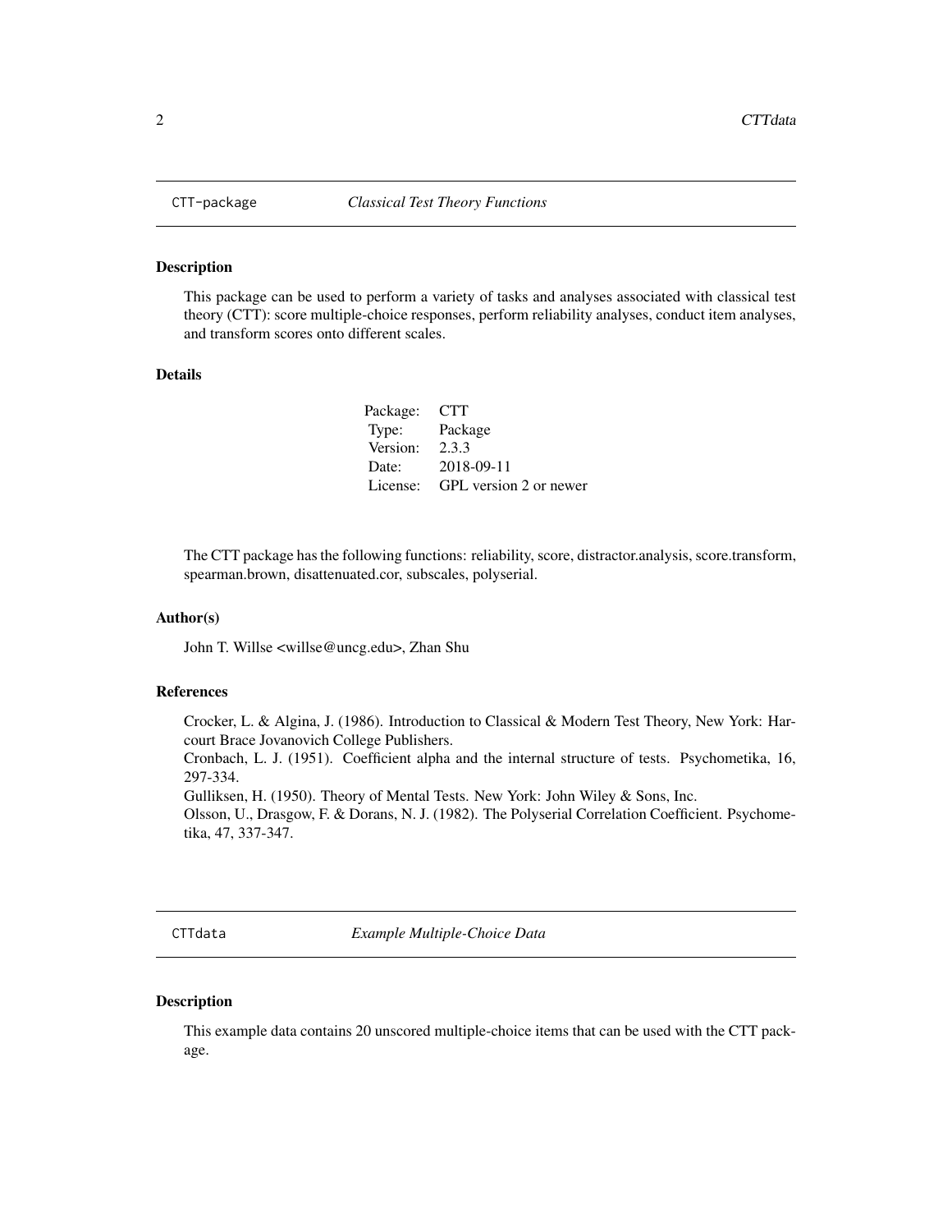## CTT-package    *Classical Test Theory Functions*

### Description

This package can be used to perform a variety of tasks and analyses associated with classical test theory (CTT): score multiple-choice responses, perform reliability analyses, conduct item analyses, and transform scores onto different scales.

### Details

| | |
|---|---|
| Package: | CTT |
| Type: | Package |
| Version: | 2.3.3 |
| Date: | 2018-09-11 |
| License: | GPL version 2 or newer |

The CTT package has the following functions: reliability, score, distractor.analysis, score.transform, spearman.brown, disattenuated.cor, subscales, polyserial.

### Author(s)

John T. Willse <willse@uncg.edu>, Zhan Shu

### References

Crocker, L. & Algina, J. (1986). Introduction to Classical & Modern Test Theory, New York: Harcourt Brace Jovanovich College Publishers.
Cronbach, L. J. (1951). Coefficient alpha and the internal structure of tests. Psychometika, 16, 297-334.
Gulliksen, H. (1950). Theory of Mental Tests. New York: John Wiley & Sons, Inc.
Olsson, U., Drasgow, F. & Dorans, N. J. (1982). The Polyserial Correlation Coefficient. Psychometika, 47, 337-347.

## CTTdata    *Example Multiple-Choice Data*

### Description

This example data contains 20 unscored multiple-choice items that can be used with the CTT package.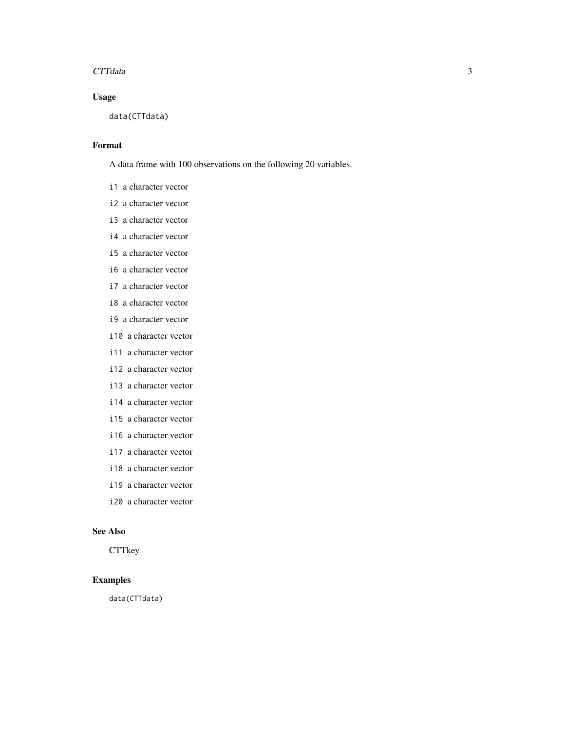## Usage

```
data(CTTdata)
```

## Format

A data frame with 100 observations on the following 20 variables.

- `i1` a character vector
- `i2` a character vector
- `i3` a character vector
- `i4` a character vector
- `i5` a character vector
- `i6` a character vector
- `i7` a character vector
- `i8` a character vector
- `i9` a character vector
- `i10` a character vector
- `i11` a character vector
- `i12` a character vector
- `i13` a character vector
- `i14` a character vector
- `i15` a character vector
- `i16` a character vector
- `i17` a character vector
- `i18` a character vector
- `i19` a character vector
- `i20` a character vector

## See Also

CTTkey

## Examples

```
data(CTTdata)
```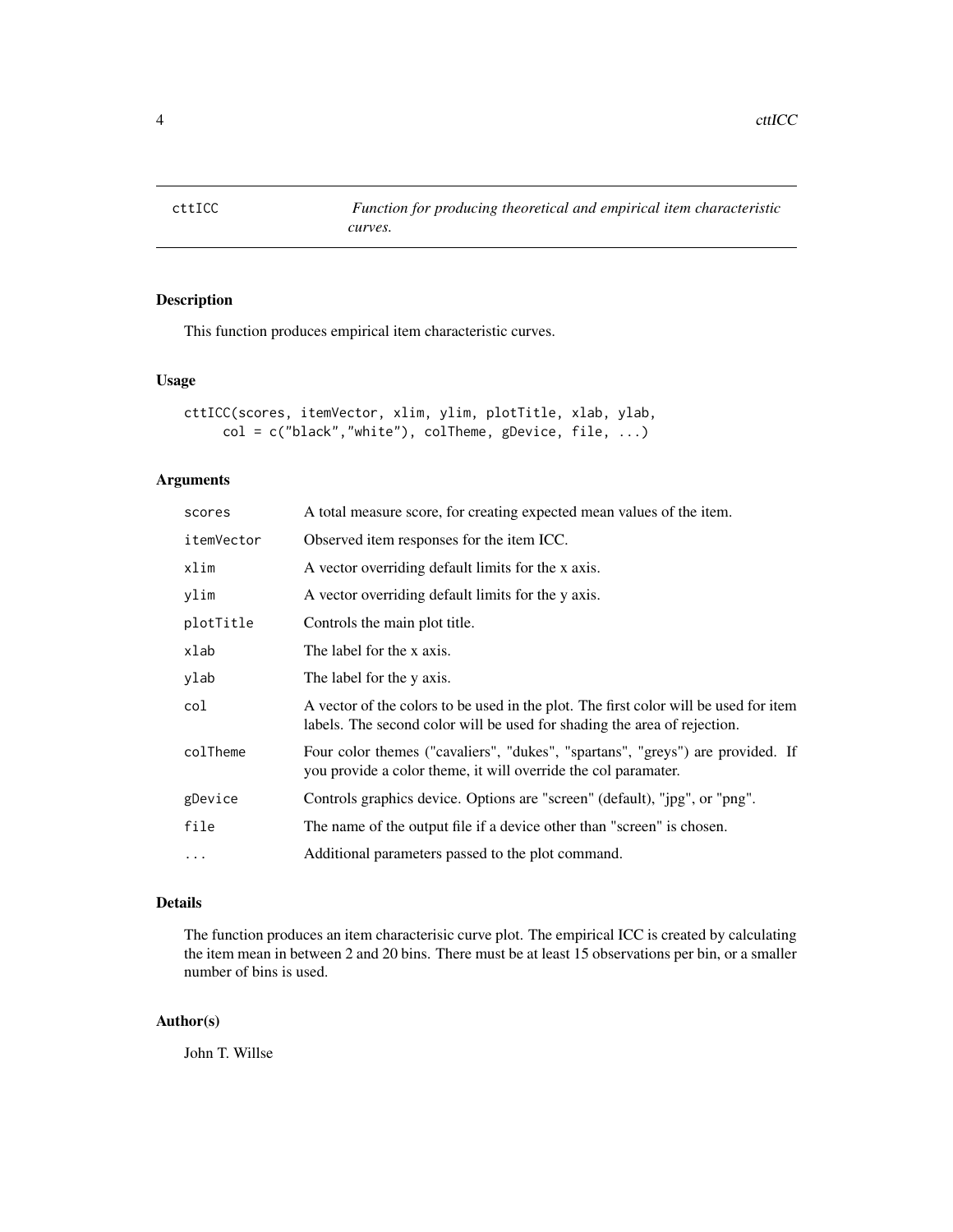# cttICC    *Function for producing theoretical and empirical item characteristic curves.*

## Description

This function produces empirical item characteristic curves.

## Usage

```
cttICC(scores, itemVector, xlim, ylim, plotTitle, xlab, ylab,
     col = c("black","white"), colTheme, gDevice, file, ...)
```

## Arguments

| | |
|---|---|
| `scores` | A total measure score, for creating expected mean values of the item. |
| `itemVector` | Observed item responses for the item ICC. |
| `xlim` | A vector overriding default limits for the x axis. |
| `ylim` | A vector overriding default limits for the y axis. |
| `plotTitle` | Controls the main plot title. |
| `xlab` | The label for the x axis. |
| `ylab` | The label for the y axis. |
| `col` | A vector of the colors to be used in the plot. The first color will be used for item labels. The second color will be used for shading the area of rejection. |
| `colTheme` | Four color themes ("cavaliers", "dukes", "spartans", "greys") are provided. If you provide a color theme, it will override the col paramater. |
| `gDevice` | Controls graphics device. Options are "screen" (default), "jpg", or "png". |
| `file` | The name of the output file if a device other than "screen" is chosen. |
| `...` | Additional parameters passed to the plot command. |

## Details

The function produces an item characterisic curve plot. The empirical ICC is created by calculating the item mean in between 2 and 20 bins. There must be at least 15 observations per bin, or a smaller number of bins is used.

## Author(s)

John T. Willse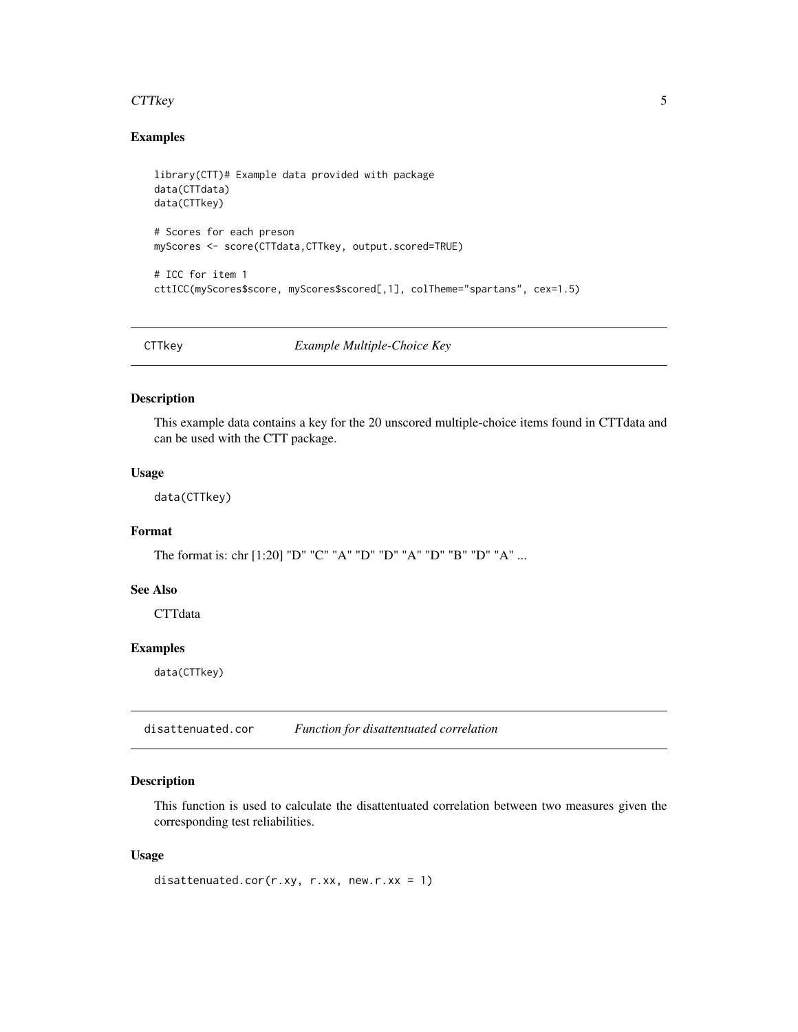## Examples

```
library(CTT)# Example data provided with package
data(CTTdata)
data(CTTkey)

# Scores for each preson
myScores <- score(CTTdata,CTTkey, output.scored=TRUE)

# ICC for item 1
cttICC(myScores$score, myScores$scored[,1], colTheme="spartans", cex=1.5)
```

---

# CTTkey — *Example Multiple-Choice Key*

## Description

This example data contains a key for the 20 unscored multiple-choice items found in CTTdata and can be used with the CTT package.

## Usage

```
data(CTTkey)
```

## Format

The format is: chr [1:20] "D" "C" "A" "D" "D" "A" "D" "B" "D" "A" ...

## See Also

CTTdata

## Examples

```
data(CTTkey)
```

---

# disattenuated.cor — *Function for disattentuated correlation*

## Description

This function is used to calculate the disattentuated correlation between two measures given the corresponding test reliabilities.

## Usage

```
disattenuated.cor(r.xy, r.xx, new.r.xx = 1)
```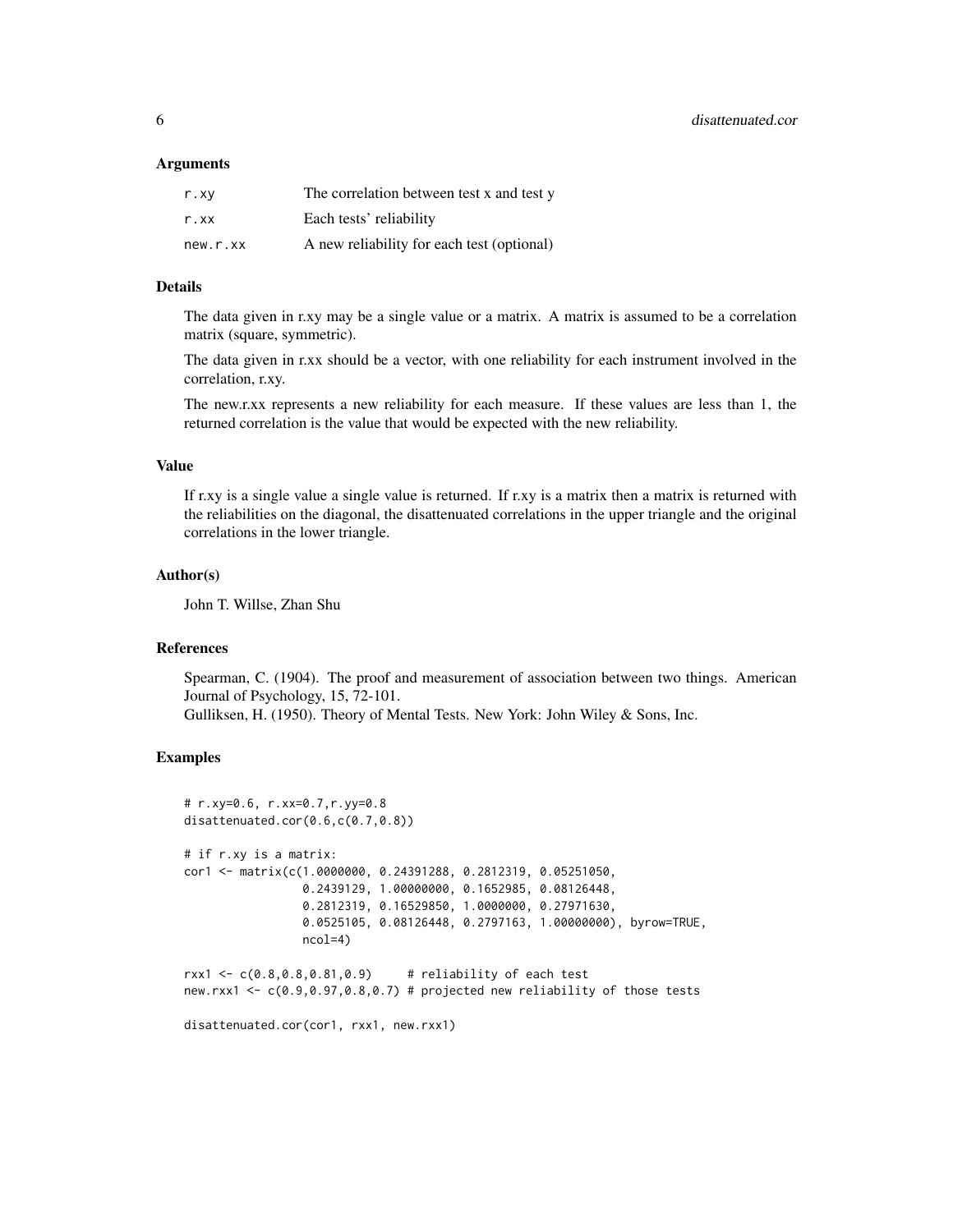### Arguments

| | |
|---|---|
| r.xy | The correlation between test x and test y |
| r.xx | Each tests' reliability |
| new.r.xx | A new reliability for each test (optional) |

### Details

The data given in r.xy may be a single value or a matrix. A matrix is assumed to be a correlation matrix (square, symmetric).

The data given in r.xx should be a vector, with one reliability for each instrument involved in the correlation, r.xy.

The new.r.xx represents a new reliability for each measure. If these values are less than 1, the returned correlation is the value that would be expected with the new reliability.

### Value

If r.xy is a single value a single value is returned. If r.xy is a matrix then a matrix is returned with the reliabilities on the diagonal, the disattenuated correlations in the upper triangle and the original correlations in the lower triangle.

### Author(s)

John T. Willse, Zhan Shu

### References

Spearman, C. (1904). The proof and measurement of association between two things. American Journal of Psychology, 15, 72-101.
Gulliksen, H. (1950). Theory of Mental Tests. New York: John Wiley & Sons, Inc.

### Examples

```
# r.xy=0.6, r.xx=0.7,r.yy=0.8
disattenuated.cor(0.6,c(0.7,0.8))

# if r.xy is a matrix:
cor1 <- matrix(c(1.0000000, 0.24391288, 0.2812319, 0.05251050,
                 0.2439129, 1.00000000, 0.1652985, 0.08126448,
                 0.2812319, 0.16529850, 1.0000000, 0.27971630,
                 0.0525105, 0.08126448, 0.2797163, 1.00000000), byrow=TRUE,
                 ncol=4)

rxx1 <- c(0.8,0.8,0.81,0.9)      # reliability of each test
new.rxx1 <- c(0.9,0.97,0.8,0.7) # projected new reliability of those tests

disattenuated.cor(cor1, rxx1, new.rxx1)
```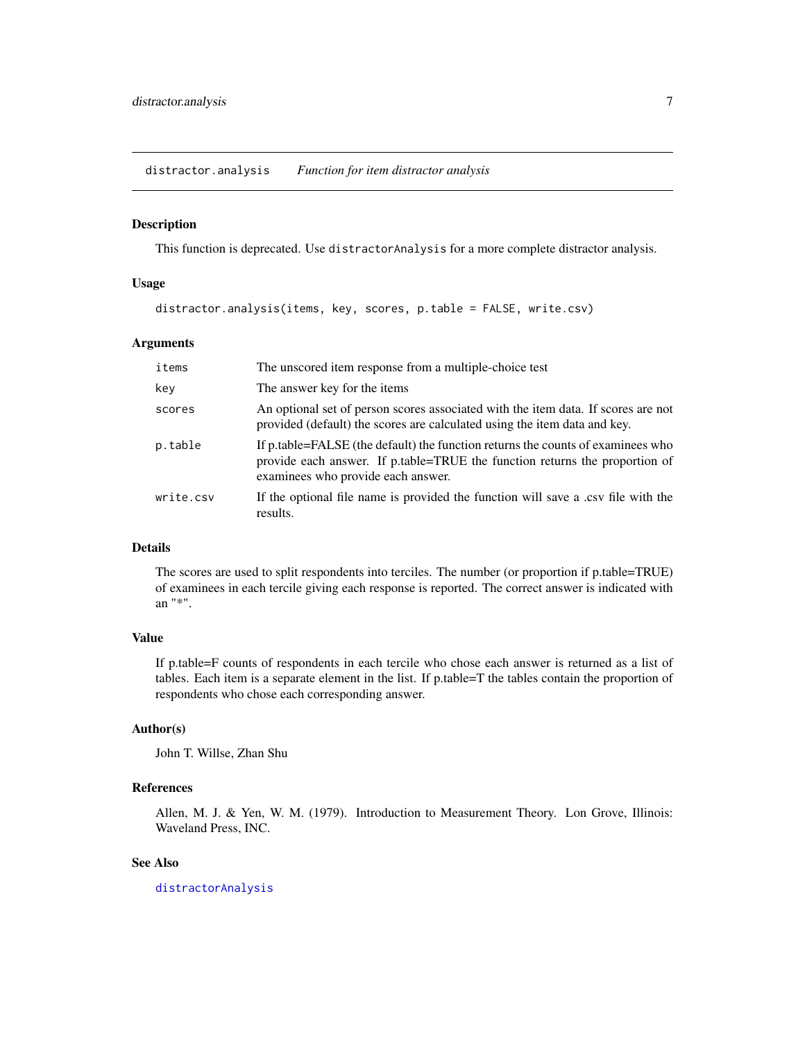distractor.analysis *Function for item distractor analysis*

### Description

This function is deprecated. Use `distractorAnalysis` for a more complete distractor analysis.

### Usage

```
distractor.analysis(items, key, scores, p.table = FALSE, write.csv)
```

### Arguments

| | |
|---|---|
| `items` | The unscored item response from a multiple-choice test |
| `key` | The answer key for the items |
| `scores` | An optional set of person scores associated with the item data. If scores are not provided (default) the scores are calculated using the item data and key. |
| `p.table` | If p.table=FALSE (the default) the function returns the counts of examinees who provide each answer. If p.table=TRUE the function returns the proportion of examinees who provide each answer. |
| `write.csv` | If the optional file name is provided the function will save a .csv file with the results. |

### Details

The scores are used to split respondents into terciles. The number (or proportion if p.table=TRUE) of examinees in each tercile giving each response is reported. The correct answer is indicated with an "*".

### Value

If p.table=F counts of respondents in each tercile who chose each answer is returned as a list of tables. Each item is a separate element in the list. If p.table=T the tables contain the proportion of respondents who chose each corresponding answer.

### Author(s)

John T. Willse, Zhan Shu

### References

Allen, M. J. & Yen, W. M. (1979). Introduction to Measurement Theory. Lon Grove, Illinois: Waveland Press, INC.

### See Also

`distractorAnalysis`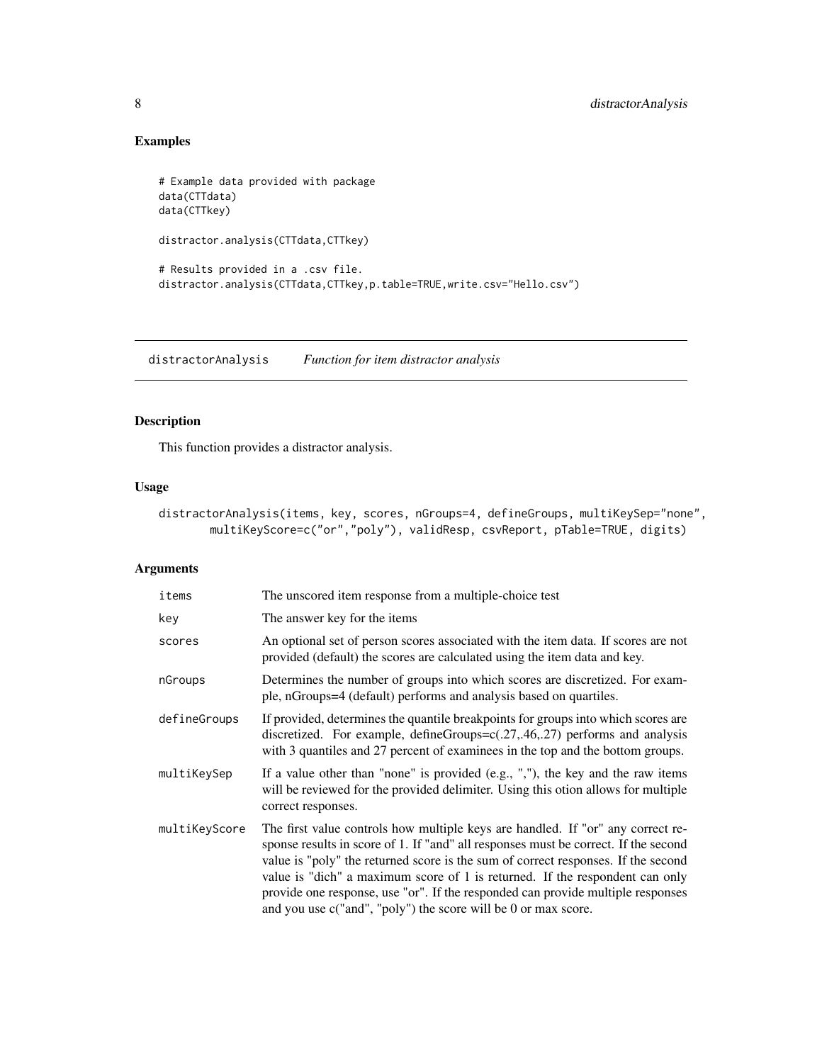## Examples

```
# Example data provided with package
data(CTTdata)
data(CTTkey)

distractor.analysis(CTTdata,CTTkey)

# Results provided in a .csv file.
distractor.analysis(CTTdata,CTTkey,p.table=TRUE,write.csv="Hello.csv")
```

---

# distractorAnalysis    *Function for item distractor analysis*

## Description

This function provides a distractor analysis.

## Usage

```
distractorAnalysis(items, key, scores, nGroups=4, defineGroups, multiKeySep="none",
       multiKeyScore=c("or","poly"), validResp, csvReport, pTable=TRUE, digits)
```

## Arguments

| | |
|---|---|
| items | The unscored item response from a multiple-choice test |
| key | The answer key for the items |
| scores | An optional set of person scores associated with the item data. If scores are not provided (default) the scores are calculated using the item data and key. |
| nGroups | Determines the number of groups into which scores are discretized. For example, nGroups=4 (default) performs and analysis based on quartiles. |
| defineGroups | If provided, determines the quantile breakpoints for groups into which scores are discretized. For example, defineGroups=c(.27,.46,.27) performs and analysis with 3 quantiles and 27 percent of examinees in the top and the bottom groups. |
| multiKeySep | If a value other than "none" is provided (e.g., ","), the key and the raw items will be reviewed for the provided delimiter. Using this otion allows for multiple correct responses. |
| multiKeyScore | The first value controls how multiple keys are handled. If "or" any correct response results in score of 1. If "and" all responses must be correct. If the second value is "poly" the returned score is the sum of correct responses. If the second value is "dich" a maximum score of 1 is returned. If the respondent can only provide one response, use "or". If the responded can provide multiple responses and you use c("and", "poly") the score will be 0 or max score. |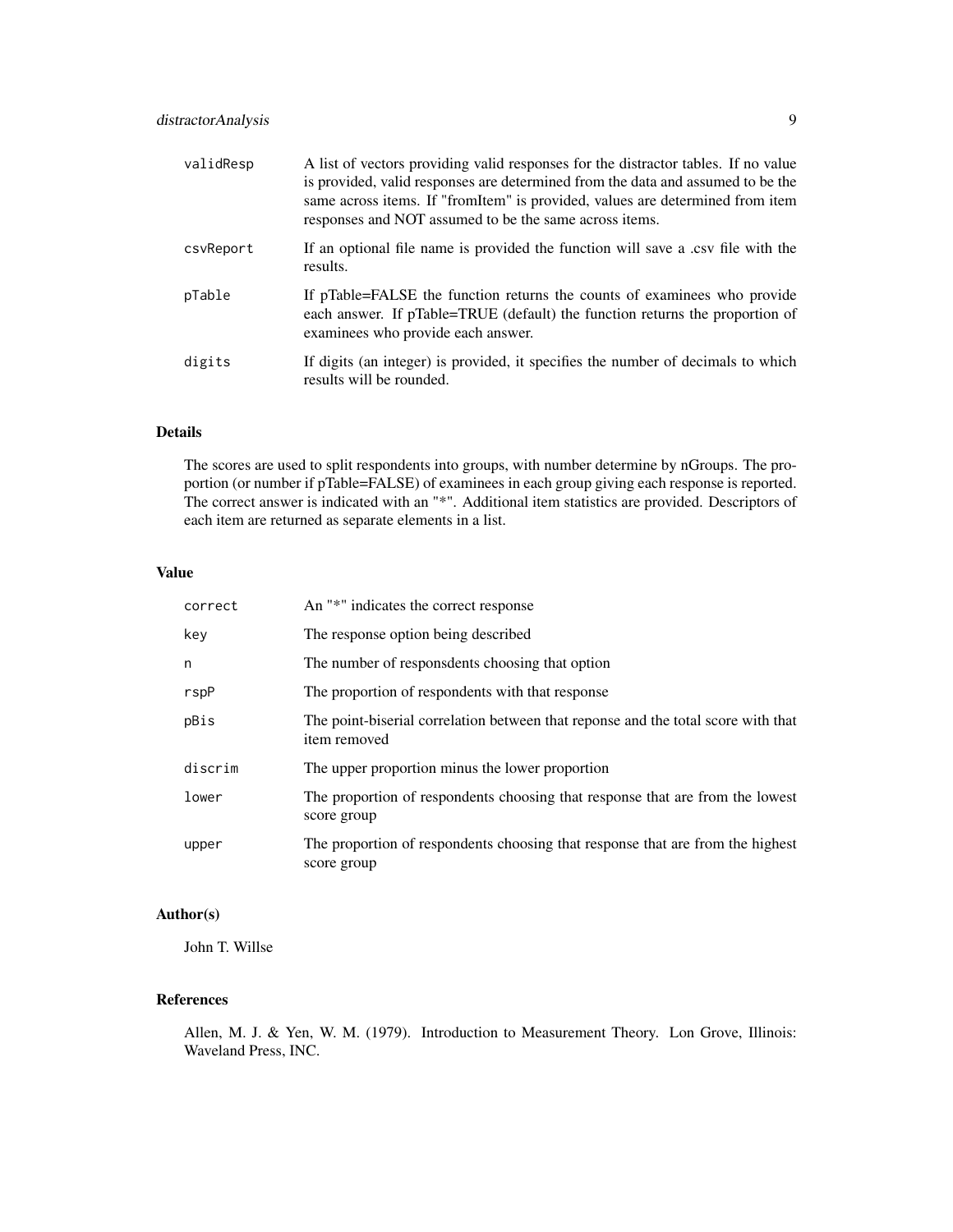| | |
|---|---|
| validResp | A list of vectors providing valid responses for the distractor tables. If no value is provided, valid responses are determined from the data and assumed to be the same across items. If "fromItem" is provided, values are determined from item responses and NOT assumed to be the same across items. |
| csvReport | If an optional file name is provided the function will save a .csv file with the results. |
| pTable | If pTable=FALSE the function returns the counts of examinees who provide each answer. If pTable=TRUE (default) the function returns the proportion of examinees who provide each answer. |
| digits | If digits (an integer) is provided, it specifies the number of decimals to which results will be rounded. |

## Details

The scores are used to split respondents into groups, with number determine by nGroups. The proportion (or number if pTable=FALSE) of examinees in each group giving each response is reported. The correct answer is indicated with an "*". Additional item statistics are provided. Descriptors of each item are returned as separate elements in a list.

## Value

| | |
|---|---|
| correct | An "*" indicates the correct response |
| key | The response option being described |
| n | The number of responsdents choosing that option |
| rspP | The proportion of respondents with that response |
| pBis | The point-biserial correlation between that reponse and the total score with that item removed |
| discrim | The upper proportion minus the lower proportion |
| lower | The proportion of respondents choosing that response that are from the lowest score group |
| upper | The proportion of respondents choosing that response that are from the highest score group |

## Author(s)

John T. Willse

## References

Allen, M. J. & Yen, W. M. (1979). Introduction to Measurement Theory. Lon Grove, Illinois: Waveland Press, INC.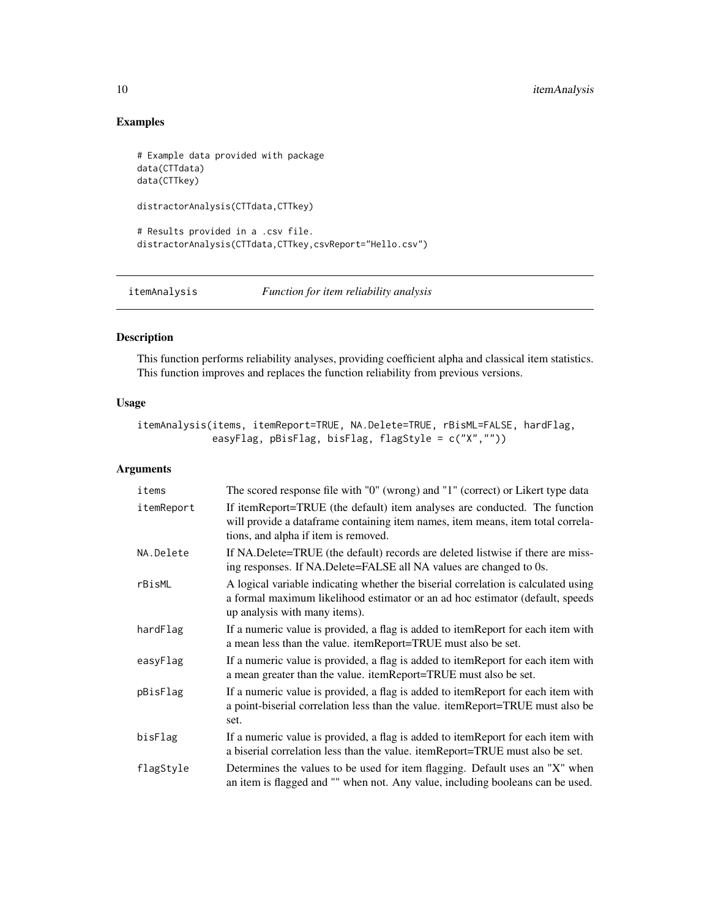## Examples

```
# Example data provided with package
data(CTTdata)
data(CTTkey)

distractorAnalysis(CTTdata,CTTkey)

# Results provided in a .csv file.
distractorAnalysis(CTTdata,CTTkey,csvReport="Hello.csv")
```

---

## itemAnalysis — *Function for item reliability analysis*

### Description

This function performs reliability analyses, providing coefficient alpha and classical item statistics. This function improves and replaces the function reliability from previous versions.

### Usage

```
itemAnalysis(items, itemReport=TRUE, NA.Delete=TRUE, rBisML=FALSE, hardFlag,
             easyFlag, pBisFlag, bisFlag, flagStyle = c("X",""))
```

### Arguments

| Argument | Description |
|---|---|
| items | The scored response file with "0" (wrong) and "1" (correct) or Likert type data |
| itemReport | If itemReport=TRUE (the default) item analyses are conducted. The function will provide a dataframe containing item names, item means, item total correlations, and alpha if item is removed. |
| NA.Delete | If NA.Delete=TRUE (the default) records are deleted listwise if there are missing responses. If NA.Delete=FALSE all NA values are changed to 0s. |
| rBisML | A logical variable indicating whether the biserial correlation is calculated using a formal maximum likelihood estimator or an ad hoc estimator (default, speeds up analysis with many items). |
| hardFlag | If a numeric value is provided, a flag is added to itemReport for each item with a mean less than the value. itemReport=TRUE must also be set. |
| easyFlag | If a numeric value is provided, a flag is added to itemReport for each item with a mean greater than the value. itemReport=TRUE must also be set. |
| pBisFlag | If a numeric value is provided, a flag is added to itemReport for each item with a point-biserial correlation less than the value. itemReport=TRUE must also be set. |
| bisFlag | If a numeric value is provided, a flag is added to itemReport for each item with a biserial correlation less than the value. itemReport=TRUE must also be set. |
| flagStyle | Determines the values to be used for item flagging. Default uses an "X" when an item is flagged and "" when not. Any value, including booleans can be used. |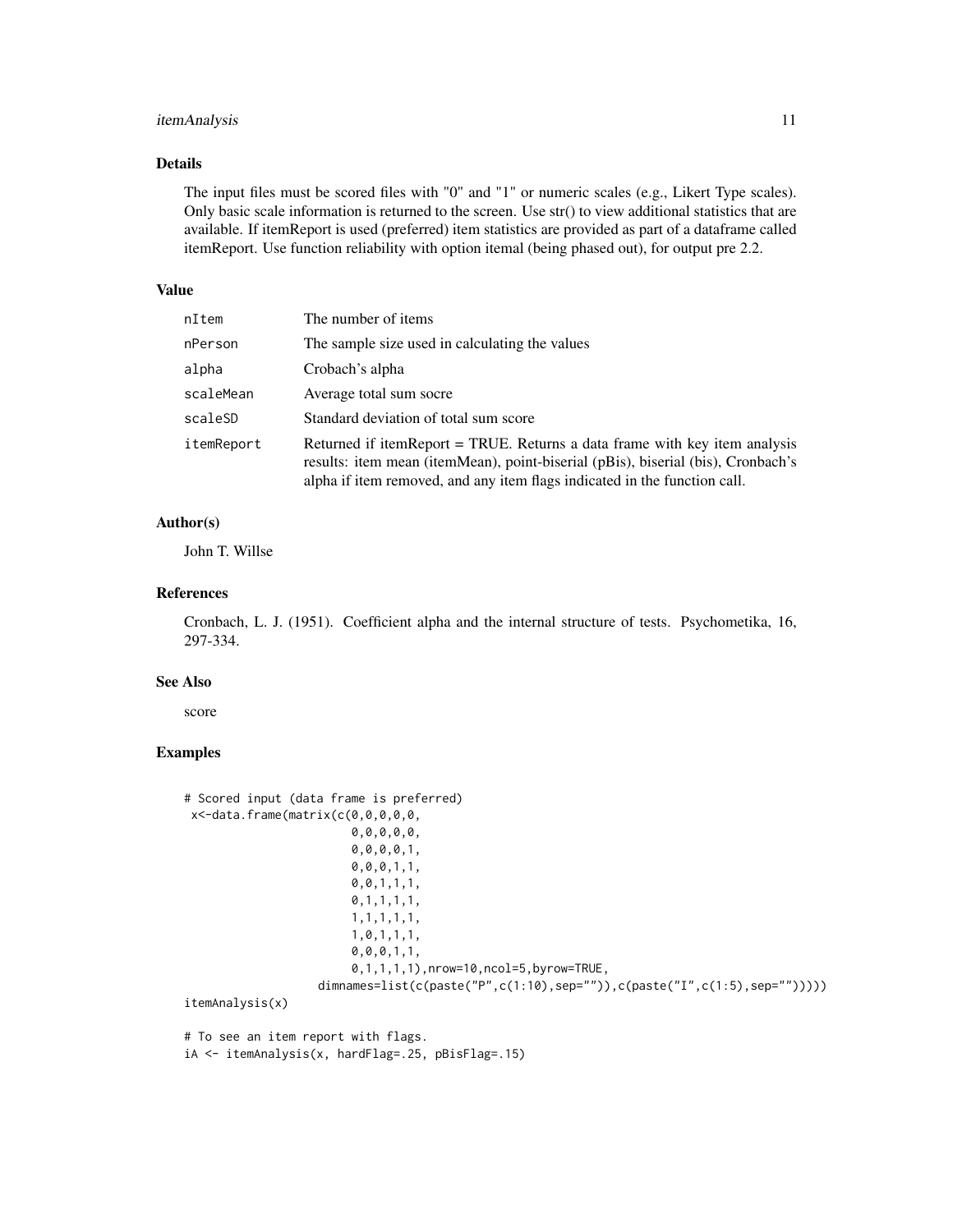### Details

The input files must be scored files with "0" and "1" or numeric scales (e.g., Likert Type scales). Only basic scale information is returned to the screen. Use str() to view additional statistics that are available. If itemReport is used (preferred) item statistics are provided as part of a dataframe called itemReport. Use function reliability with option itemal (being phased out), for output pre 2.2.

### Value

| | |
|---|---|
| nItem | The number of items |
| nPerson | The sample size used in calculating the values |
| alpha | Crobach's alpha |
| scaleMean | Average total sum socre |
| scaleSD | Standard deviation of total sum score |
| itemReport | Returned if itemReport = TRUE. Returns a data frame with key item analysis results: item mean (itemMean), point-biserial (pBis), biserial (bis), Cronbach's alpha if item removed, and any item flags indicated in the function call. |

### Author(s)

John T. Willse

### References

Cronbach, L. J. (1951). Coefficient alpha and the internal structure of tests. Psychometika, 16, 297-334.

### See Also

score

### Examples

```
# Scored input (data frame is preferred)
 x<-data.frame(matrix(c(0,0,0,0,0,
                        0,0,0,0,0,
                        0,0,0,0,1,
                        0,0,0,1,1,
                        0,0,1,1,1,
                        0,1,1,1,1,
                        1,1,1,1,1,
                        1,0,1,1,1,
                        0,0,0,1,1,
                        0,1,1,1,1),nrow=10,ncol=5,byrow=TRUE,
                  dimnames=list(c(paste("P",c(1:10),sep="")),c(paste("I",c(1:5),sep="")))))
itemAnalysis(x)

# To see an item report with flags.
iA <- itemAnalysis(x, hardFlag=.25, pBisFlag=.15)
```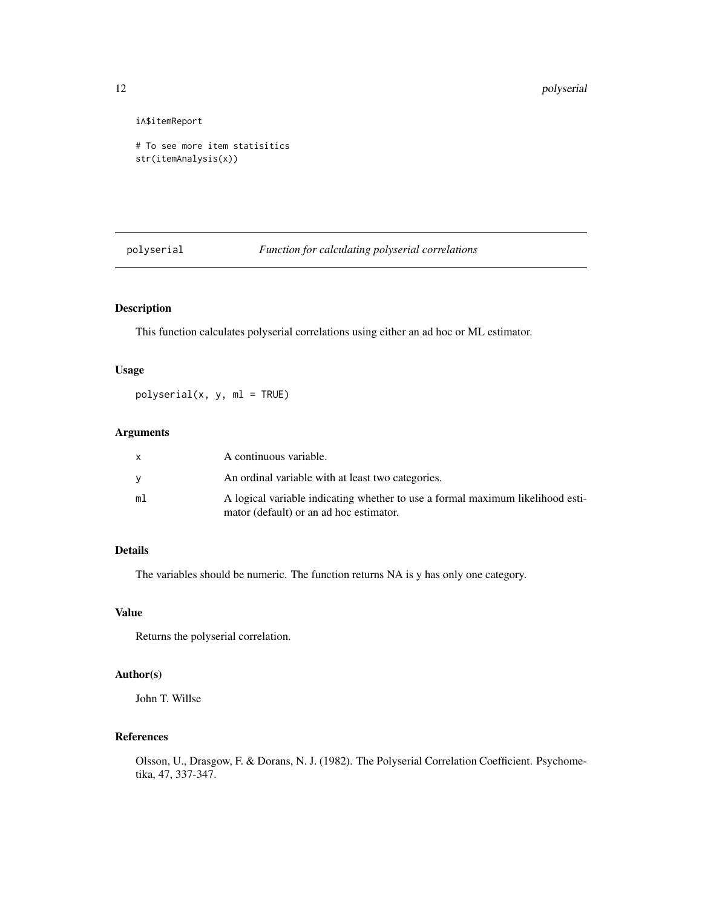```
iA$itemReport

# To see more item statisitics
str(itemAnalysis(x))
```

## polyserial — *Function for calculating polyserial correlations*

### Description

This function calculates polyserial correlations using either an ad hoc or ML estimator.

### Usage

```
polyserial(x, y, ml = TRUE)
```

### Arguments

| | |
|---|---|
| x | A continuous variable. |
| y | An ordinal variable with at least two categories. |
| ml | A logical variable indicating whether to use a formal maximum likelihood estimator (default) or an ad hoc estimator. |

### Details

The variables should be numeric. The function returns NA is y has only one category.

### Value

Returns the polyserial correlation.

### Author(s)

John T. Willse

### References

Olsson, U., Drasgow, F. & Dorans, N. J. (1982). The Polyserial Correlation Coefficient. Psychometika, 47, 337-347.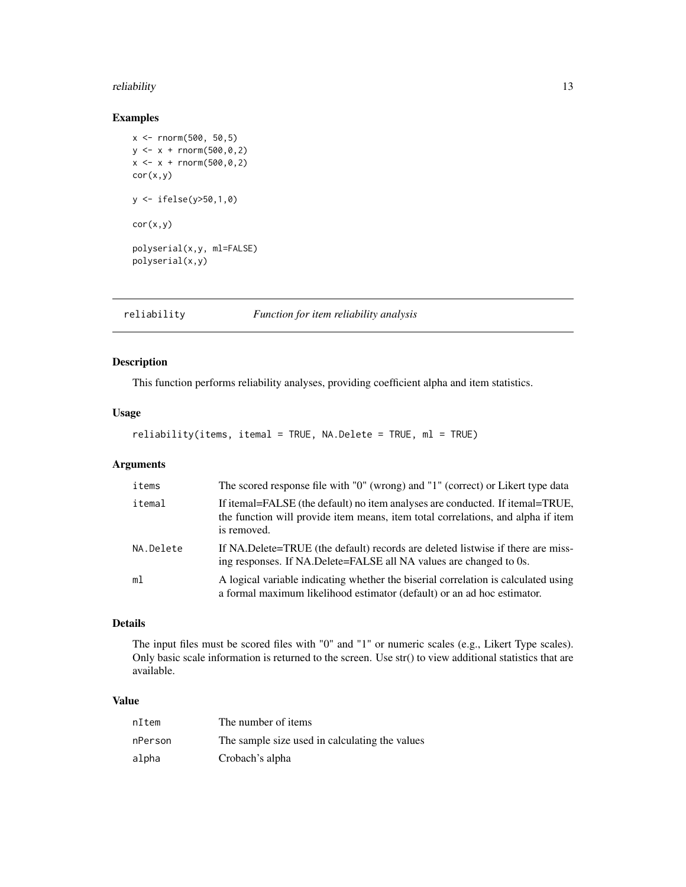## Examples

```
x <- rnorm(500, 50,5)
y <- x + rnorm(500,0,2)
x <- x + rnorm(500,0,2)
cor(x,y)

y <- ifelse(y>50,1,0)

cor(x,y)

polyserial(x,y, ml=FALSE)
polyserial(x,y)
```

---

# reliability — *Function for item reliability analysis*

---

## Description

This function performs reliability analyses, providing coefficient alpha and item statistics.

## Usage

```
reliability(items, itemal = TRUE, NA.Delete = TRUE, ml = TRUE)
```

## Arguments

| | |
|---|---|
| `items` | The scored response file with "0" (wrong) and "1" (correct) or Likert type data |
| `itemal` | If itemal=FALSE (the default) no item analyses are conducted. If itemal=TRUE, the function will provide item means, item total correlations, and alpha if item is removed. |
| `NA.Delete` | If NA.Delete=TRUE (the default) records are deleted listwise if there are missing responses. If NA.Delete=FALSE all NA values are changed to 0s. |
| `ml` | A logical variable indicating whether the biserial correlation is calculated using a formal maximum likelihood estimator (default) or an ad hoc estimator. |

## Details

The input files must be scored files with "0" and "1" or numeric scales (e.g., Likert Type scales). Only basic scale information is returned to the screen. Use str() to view additional statistics that are available.

## Value

| | |
|---|---|
| `nItem` | The number of items |
| `nPerson` | The sample size used in calculating the values |
| `alpha` | Crobach's alpha |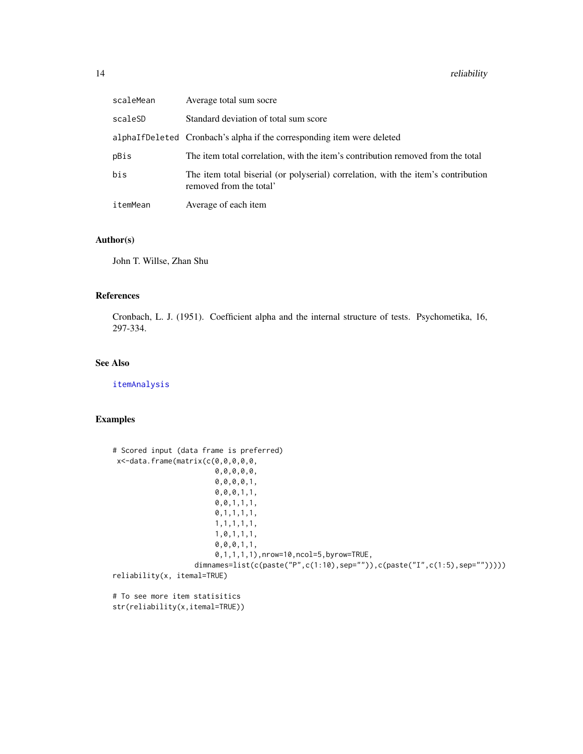| | |
|---|---|
| scaleMean | Average total sum socre |
| scaleSD | Standard deviation of total sum score |
| alphaIfDeleted | Cronbach's alpha if the corresponding item were deleted |
| pBis | The item total correlation, with the item's contribution removed from the total |
| bis | The item total biserial (or polyserial) correlation, with the item's contribution removed from the total' |
| itemMean | Average of each item |

## Author(s)

John T. Willse, Zhan Shu

## References

Cronbach, L. J. (1951). Coefficient alpha and the internal structure of tests. Psychometika, 16, 297-334.

## See Also

itemAnalysis

## Examples

```
# Scored input (data frame is preferred)
 x<-data.frame(matrix(c(0,0,0,0,0,
                        0,0,0,0,0,
                        0,0,0,0,1,
                        0,0,0,1,1,
                        0,0,1,1,1,
                        0,1,1,1,1,
                        1,1,1,1,1,
                        1,0,1,1,1,
                        0,0,0,1,1,
                        0,1,1,1,1),nrow=10,ncol=5,byrow=TRUE,
                   dimnames=list(c(paste("P",c(1:10),sep="")),c(paste("I",c(1:5),sep="")))))
reliability(x, itemal=TRUE)

# To see more item statisitics
str(reliability(x,itemal=TRUE))
```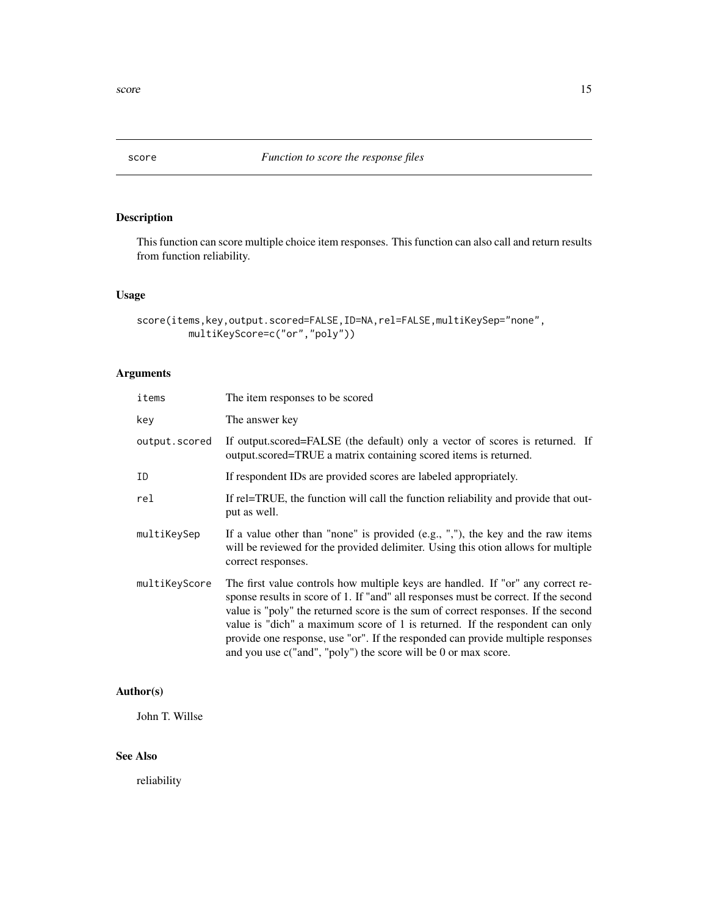# score — *Function to score the response files*

## Description

This function can score multiple choice item responses. This function can also call and return results from function reliability.

## Usage

```
score(items,key,output.scored=FALSE,ID=NA,rel=FALSE,multiKeySep="none",
        multiKeyScore=c("or","poly"))
```

## Arguments

| | |
|---|---|
| `items` | The item responses to be scored |
| `key` | The answer key |
| `output.scored` | If output.scored=FALSE (the default) only a vector of scores is returned. If output.scored=TRUE a matrix containing scored items is returned. |
| `ID` | If respondent IDs are provided scores are labeled appropriately. |
| `rel` | If rel=TRUE, the function will call the function reliability and provide that output as well. |
| `multiKeySep` | If a value other than "none" is provided (e.g., ","), the key and the raw items will be reviewed for the provided delimiter. Using this otion allows for multiple correct responses. |
| `multiKeyScore` | The first value controls how multiple keys are handled. If "or" any correct response results in score of 1. If "and" all responses must be correct. If the second value is "poly" the returned score is the sum of correct responses. If the second value is "dich" a maximum score of 1 is returned. If the respondent can only provide one response, use "or". If the responded can provide multiple responses and you use c("and", "poly") the score will be 0 or max score. |

## Author(s)

John T. Willse

## See Also

reliability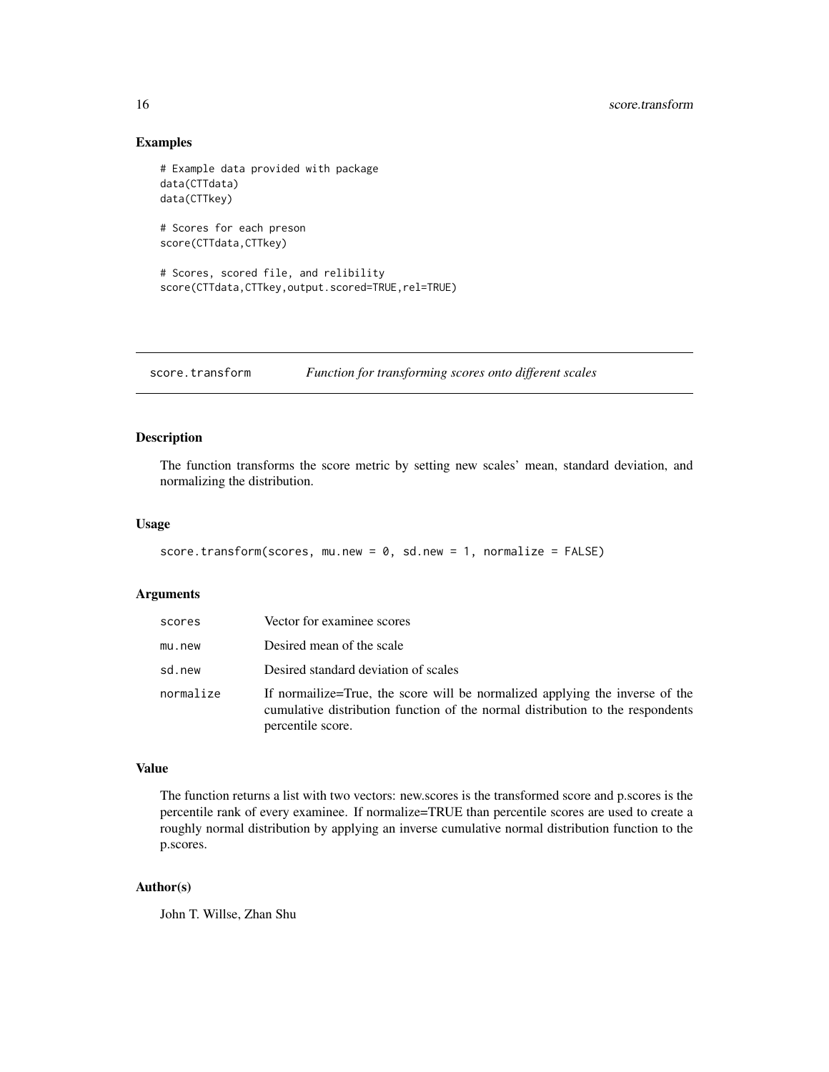## Examples

```
# Example data provided with package
data(CTTdata)
data(CTTkey)

# Scores for each preson
score(CTTdata,CTTkey)

# Scores, scored file, and relibility
score(CTTdata,CTTkey,output.scored=TRUE,rel=TRUE)
```

---

# score.transform *Function for transforming scores onto different scales*

---

## Description

The function transforms the score metric by setting new scales' mean, standard deviation, and normalizing the distribution.

## Usage

```
score.transform(scores, mu.new = 0, sd.new = 1, normalize = FALSE)
```

## Arguments

| | |
|---|---|
| scores | Vector for examinee scores |
| mu.new | Desired mean of the scale |
| sd.new | Desired standard deviation of scales |
| normalize | If normailize=True, the score will be normalized applying the inverse of the cumulative distribution function of the normal distribution to the respondents percentile score. |

## Value

The function returns a list with two vectors: new.scores is the transformed score and p.scores is the percentile rank of every examinee. If normalize=TRUE than percentile scores are used to create a roughly normal distribution by applying an inverse cumulative normal distribution function to the p.scores.

## Author(s)

John T. Willse, Zhan Shu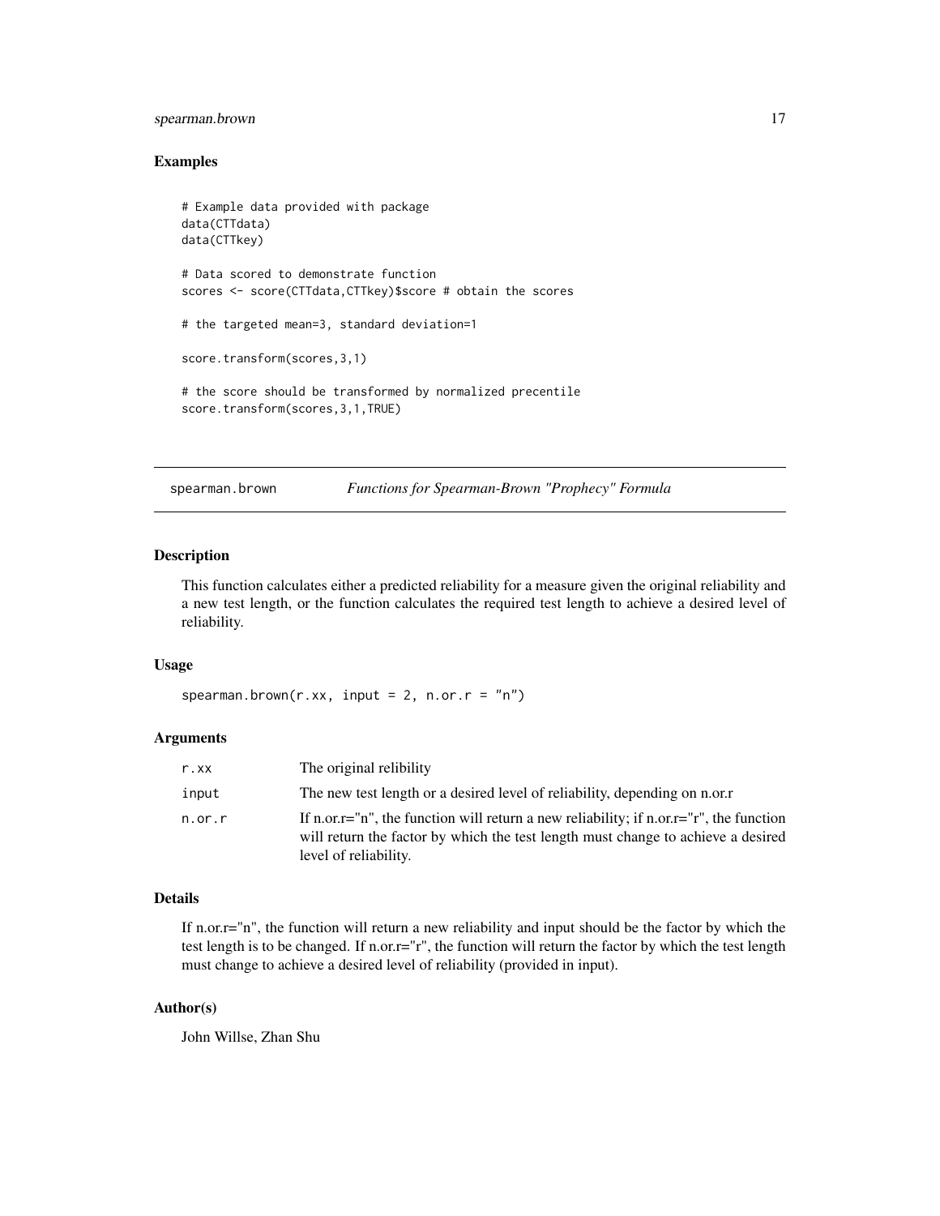## Examples

```
# Example data provided with package
data(CTTdata)
data(CTTkey)

# Data scored to demonstrate function
scores <- score(CTTdata,CTTkey)$score # obtain the scores

# the targeted mean=3, standard deviation=1

score.transform(scores,3,1)

# the score should be transformed by normalized precentile
score.transform(scores,3,1,TRUE)
```

---

# spearman.brown — *Functions for Spearman-Brown "Prophecy" Formula*

---

## Description

This function calculates either a predicted reliability for a measure given the original reliability and a new test length, or the function calculates the required test length to achieve a desired level of reliability.

## Usage

```
spearman.brown(r.xx, input = 2, n.or.r = "n")
```

## Arguments

| | |
|---|---|
| r.xx | The original relibility |
| input | The new test length or a desired level of reliability, depending on n.or.r |
| n.or.r | If n.or.r="n", the function will return a new reliability; if n.or.r="r", the function will return the factor by which the test length must change to achieve a desired level of reliability. |

## Details

If n.or.r="n", the function will return a new reliability and input should be the factor by which the test length is to be changed. If n.or.r="r", the function will return the factor by which the test length must change to achieve a desired level of reliability (provided in input).

## Author(s)

John Willse, Zhan Shu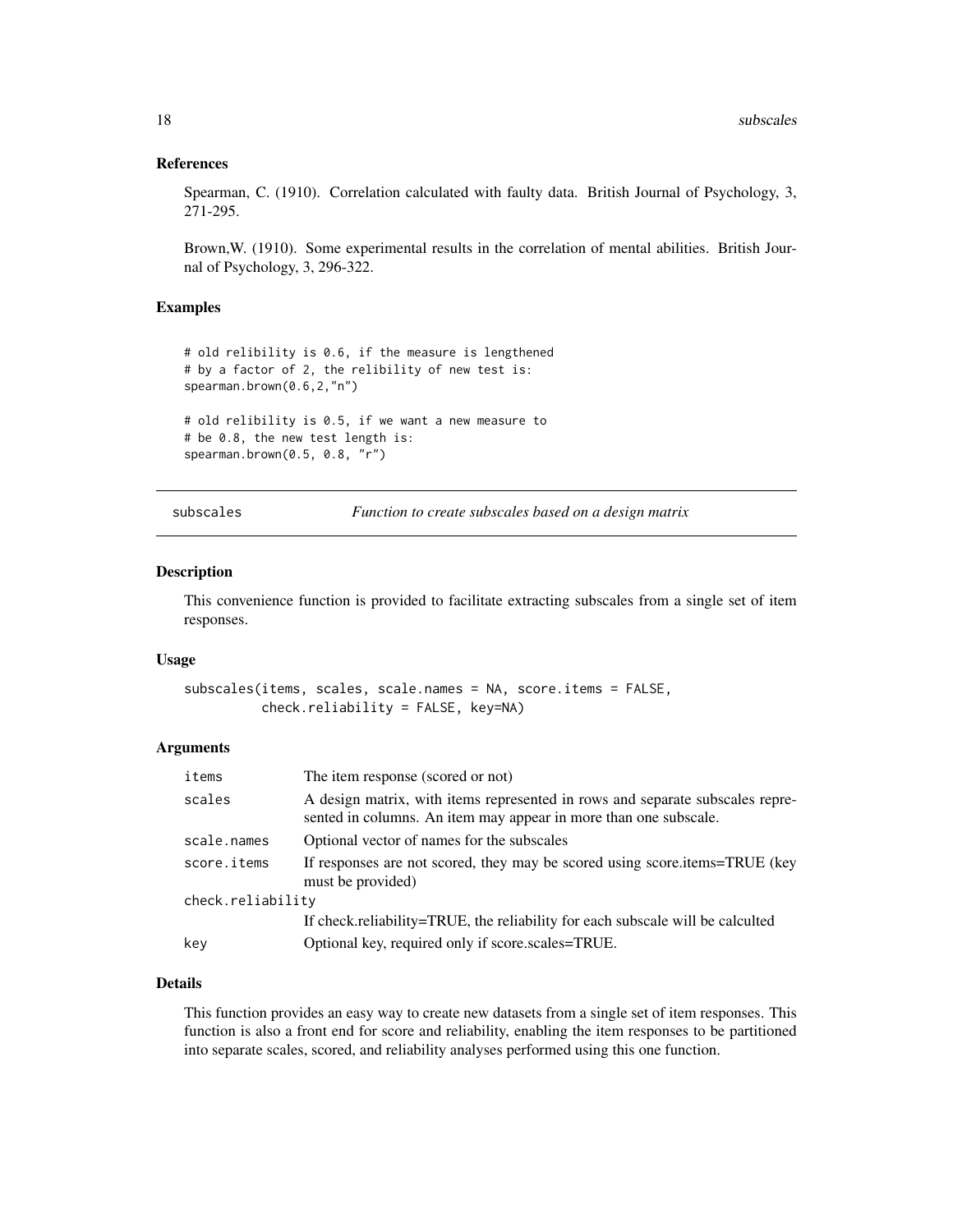### References

Spearman, C. (1910). Correlation calculated with faulty data. British Journal of Psychology, 3, 271-295.

Brown,W. (1910). Some experimental results in the correlation of mental abilities. British Journal of Psychology, 3, 296-322.

### Examples

```
# old relibility is 0.6, if the measure is lengthened
# by a factor of 2, the relibility of new test is:
spearman.brown(0.6,2,"n")

# old relibility is 0.5, if we want a new measure to
# be 0.8, the new test length is:
spearman.brown(0.5, 0.8, "r")
```

---

## subscales — *Function to create subscales based on a design matrix*

---

### Description

This convenience function is provided to facilitate extracting subscales from a single set of item responses.

### Usage

```
subscales(items, scales, scale.names = NA, score.items = FALSE,
          check.reliability = FALSE, key=NA)
```

### Arguments

| | |
|---|---|
| `items` | The item response (scored or not) |
| `scales` | A design matrix, with items represented in rows and separate subscales represented in columns. An item may appear in more than one subscale. |
| `scale.names` | Optional vector of names for the subscales |
| `score.items` | If responses are not scored, they may be scored using score.items=TRUE (key must be provided) |
| `check.reliability` | If check.reliability=TRUE, the reliability for each subscale will be calculted |
| `key` | Optional key, required only if score.scales=TRUE. |

### Details

This function provides an easy way to create new datasets from a single set of item responses. This function is also a front end for score and reliability, enabling the item responses to be partitioned into separate scales, scored, and reliability analyses performed using this one function.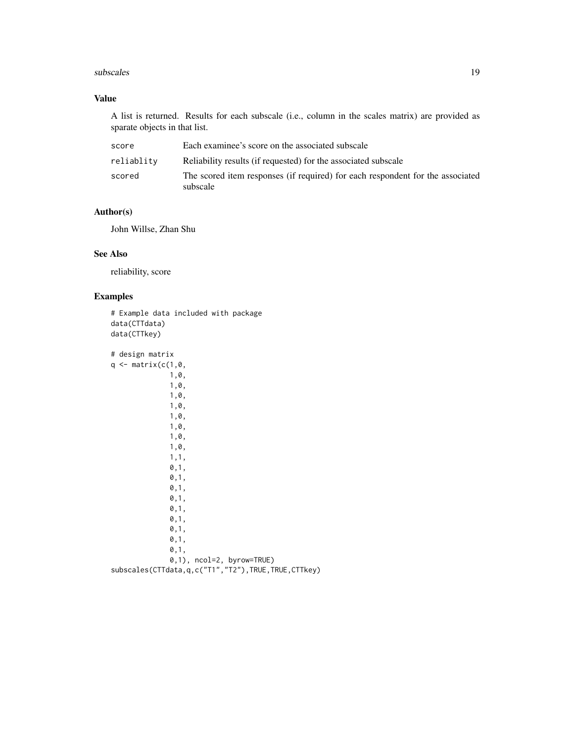## Value

A list is returned. Results for each subscale (i.e., column in the scales matrix) are provided as sparate objects in that list.

| | |
|---|---|
| `score` | Each examinee's score on the associated subscale |
| `reliablity` | Reliability results (if requested) for the associated subscale |
| `scored` | The scored item responses (if required) for each respondent for the associated subscale |

## Author(s)

John Willse, Zhan Shu

## See Also

reliability, score

## Examples

```
# Example data included with package
data(CTTdata)
data(CTTkey)

# design matrix
q <- matrix(c(1,0,
              1,0,
              1,0,
              1,0,
              1,0,
              1,0,
              1,0,
              1,0,
              1,0,
              1,1,
              0,1,
              0,1,
              0,1,
              0,1,
              0,1,
              0,1,
              0,1,
              0,1,
              0,1,
              0,1), ncol=2, byrow=TRUE)
subscales(CTTdata,q,c("T1","T2"),TRUE,TRUE,CTTkey)
```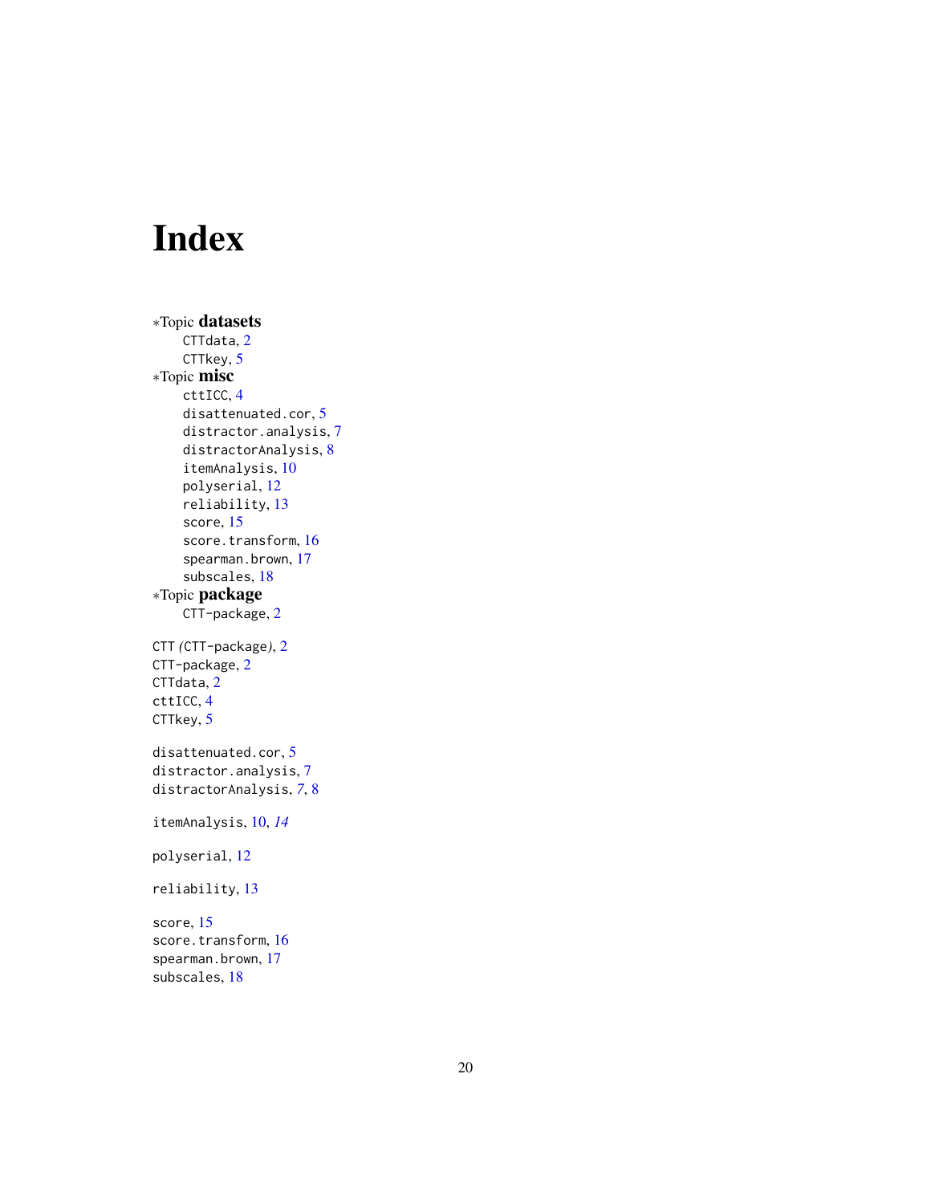# Index

*Topic **datasets**
  CTTdata, 2
  CTTkey, 5
*Topic **misc**
  cttICC, 4
  disattenuated.cor, 5
  distractor.analysis, 7
  distractorAnalysis, 8
  itemAnalysis, 10
  polyserial, 12
  reliability, 13
  score, 15
  score.transform, 16
  spearman.brown, 17
  subscales, 18
*Topic **package**
  CTT-package, 2

CTT *(*CTT-package*)*, 2
CTT-package, 2
CTTdata, 2
cttICC, 4
CTTkey, 5

disattenuated.cor, 5
distractor.analysis, 7
distractorAnalysis, *7*, 8

itemAnalysis, 10, *14*

polyserial, 12

reliability, 13

score, 15
score.transform, 16
spearman.brown, 17
subscales, 18